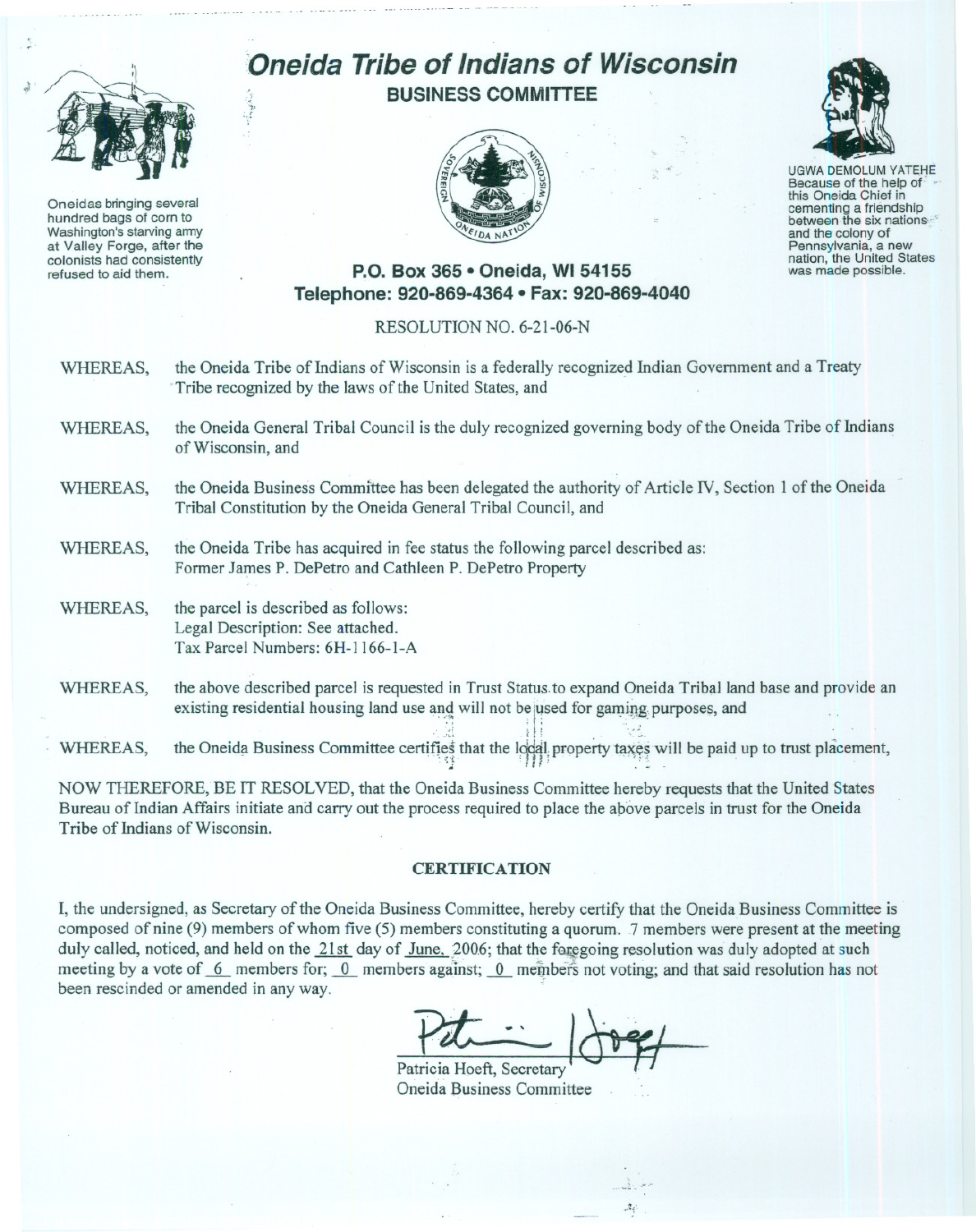# Oneida Tribe of Indians of Wisconsin

## BUSINESS COMMITTEE

Oneidas bringing several hundred bags of corn to Washington's starving army at Valley Forge, after the colonists had consistently refused to aid them.

UGWA DEMOLUM YATEHE
Because of the help of this Oneida Chief in cementing a friendship between the six nations and the colony of Pennsylvania, a new nation, the United States was made possible.

**P.O. Box 365 • Oneida, WI 54155**
**Telephone: 920-869-4364 • Fax: 920-869-4040**

RESOLUTION NO. 6-21-06-N

WHEREAS, the Oneida Tribe of Indians of Wisconsin is a federally recognized Indian Government and a Treaty Tribe recognized by the laws of the United States, and

WHEREAS, the Oneida General Tribal Council is the duly recognized governing body of the Oneida Tribe of Indians of Wisconsin, and

WHEREAS, the Oneida Business Committee has been delegated the authority of Article IV, Section 1 of the Oneida Tribal Constitution by the Oneida General Tribal Council, and

WHEREAS, the Oneida Tribe has acquired in fee status the following parcel described as:
Former James P. DePetro and Cathleen P. DePetro Property

WHEREAS, the parcel is described as follows:
Legal Description: See attached.
Tax Parcel Numbers: 6H-1166-1-A

WHEREAS, the above described parcel is requested in Trust Status to expand Oneida Tribal land base and provide an existing residential housing land use and will not be used for gaming purposes, and

WHEREAS, the Oneida Business Committee certifies that the local property taxes will be paid up to trust placement,

NOW THEREFORE, BE IT RESOLVED, that the Oneida Business Committee hereby requests that the United States Bureau of Indian Affairs initiate and carry out the process required to place the above parcels in trust for the Oneida Tribe of Indians of Wisconsin.

**CERTIFICATION**

I, the undersigned, as Secretary of the Oneida Business Committee, hereby certify that the Oneida Business Committee is composed of nine (9) members of whom five (5) members constituting a quorum. 7 members were present at the meeting duly called, noticed, and held on the 21st day of June, 2006; that the foregoing resolution was duly adopted at such meeting by a vote of 6 members for; 0 members against; 0 members not voting; and that said resolution has not been rescinded or amended in any way.

Patricia Hoeft, Secretary
Oneida Business Committee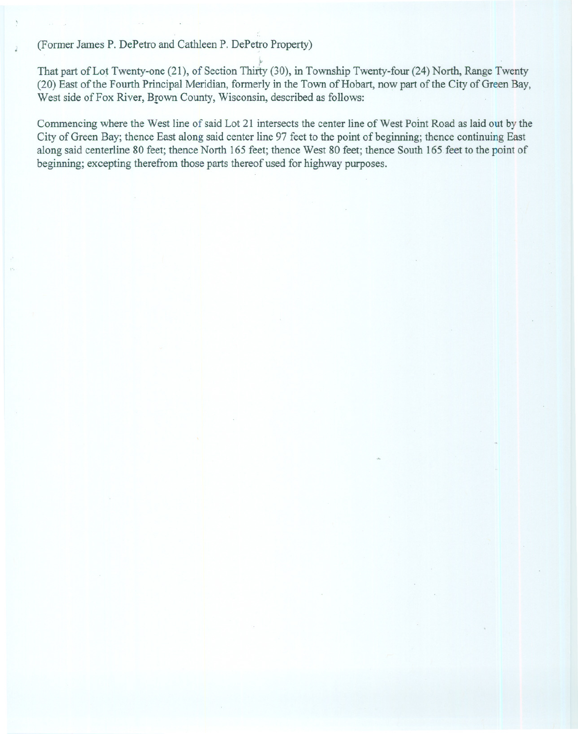(Former James P. DePetro and Cathleen P. DePetro Property)

That part of Lot Twenty-one (21), of Section Thirty (30), in Township Twenty-four (24) North, Range Twenty (20) East of the Fourth Principal Meridian, formerly in the Town of Hobart, now part of the City of Green Bay, West side of Fox River, Brown County, Wisconsin, described as follows:

Commencing where the West line of said Lot 21 intersects the center line of West Point Road as laid out by the City of Green Bay; thence East along said center line 97 feet to the point of beginning; thence continuing East along said centerline 80 feet; thence North 165 feet; thence West 80 feet; thence South 165 feet to the point of beginning; excepting therefrom those parts thereof used for highway purposes.